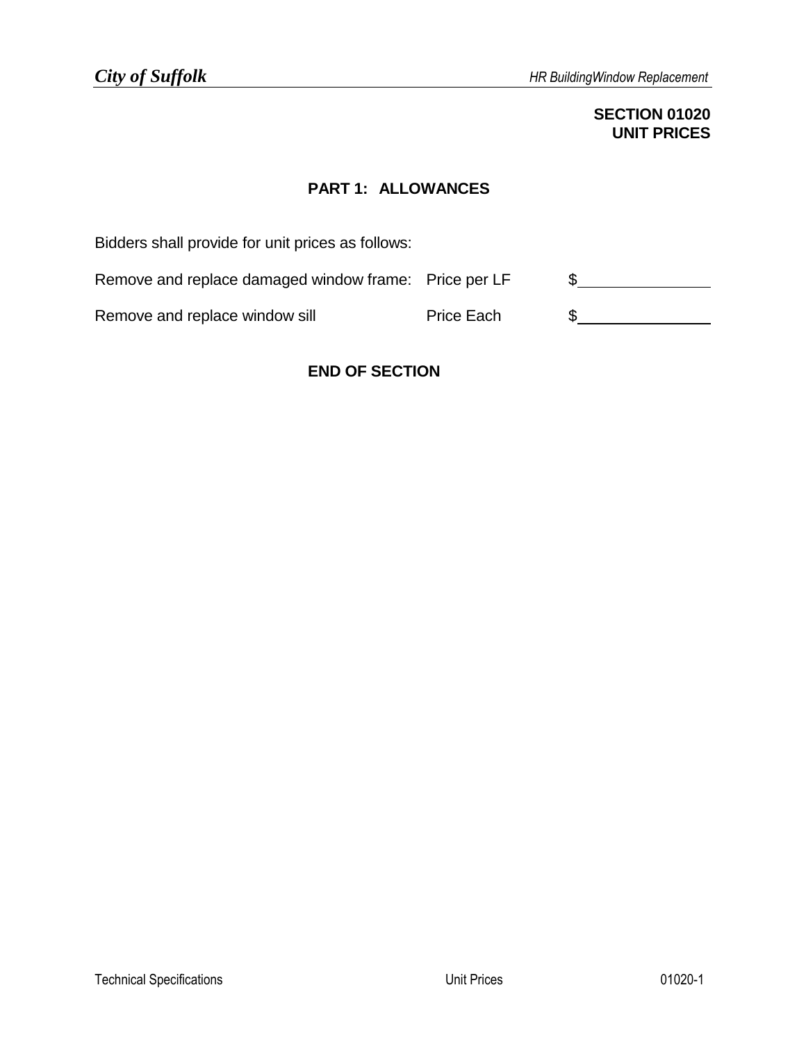# SECTION 01020
# UNIT PRICES

## PART 1: ALLOWANCES

Bidders shall provide for unit prices as follows:

| | | |
|---|---|---|
| Remove and replace damaged window frame: | Price per LF | $\_\_\_\_\_\_\_\_\_\_\_\_\_\_\_ |
| Remove and replace window sill | Price Each | $\_\_\_\_\_\_\_\_\_\_\_\_\_\_\_ |

**END OF SECTION**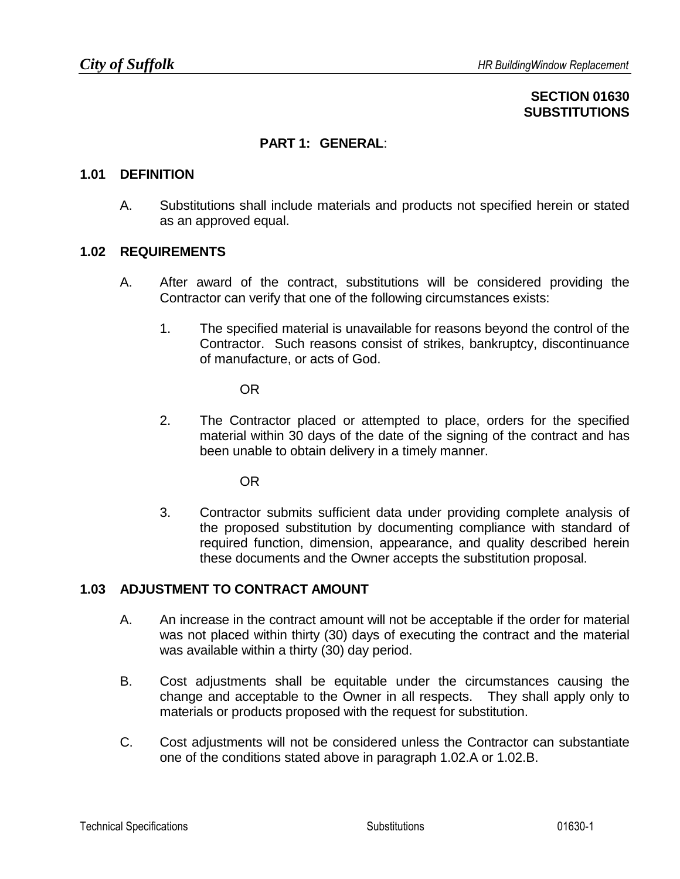# SECTION 01630
# SUBSTITUTIONS

## PART 1: GENERAL:

### 1.01 DEFINITION

A. Substitutions shall include materials and products not specified herein or stated as an approved equal.

### 1.02 REQUIREMENTS

A. After award of the contract, substitutions will be considered providing the Contractor can verify that one of the following circumstances exists:

1. The specified material is unavailable for reasons beyond the control of the Contractor. Such reasons consist of strikes, bankruptcy, discontinuance of manufacture, or acts of God.

   OR

2. The Contractor placed or attempted to place, orders for the specified material within 30 days of the date of the signing of the contract and has been unable to obtain delivery in a timely manner.

   OR

3. Contractor submits sufficient data under providing complete analysis of the proposed substitution by documenting compliance with standard of required function, dimension, appearance, and quality described herein these documents and the Owner accepts the substitution proposal.

### 1.03 ADJUSTMENT TO CONTRACT AMOUNT

A. An increase in the contract amount will not be acceptable if the order for material was not placed within thirty (30) days of executing the contract and the material was available within a thirty (30) day period.

B. Cost adjustments shall be equitable under the circumstances causing the change and acceptable to the Owner in all respects. They shall apply only to materials or products proposed with the request for substitution.

C. Cost adjustments will not be considered unless the Contractor can substantiate one of the conditions stated above in paragraph 1.02.A or 1.02.B.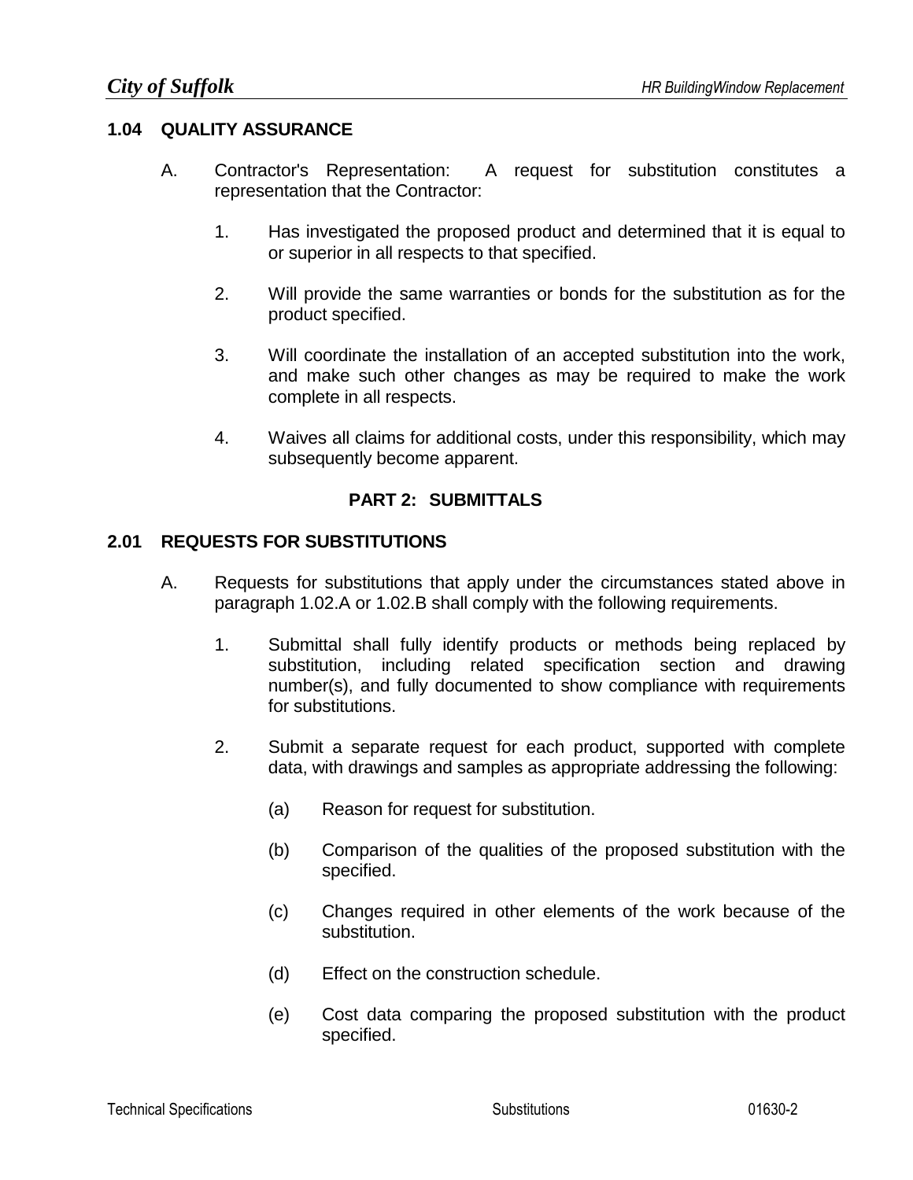## 1.04 QUALITY ASSURANCE

A. Contractor's Representation: A request for substitution constitutes a representation that the Contractor:

1. Has investigated the proposed product and determined that it is equal to or superior in all respects to that specified.

2. Will provide the same warranties or bonds for the substitution as for the product specified.

3. Will coordinate the installation of an accepted substitution into the work, and make such other changes as may be required to make the work complete in all respects.

4. Waives all claims for additional costs, under this responsibility, which may subsequently become apparent.

# PART 2: SUBMITTALS

## 2.01 REQUESTS FOR SUBSTITUTIONS

A. Requests for substitutions that apply under the circumstances stated above in paragraph 1.02.A or 1.02.B shall comply with the following requirements.

1. Submittal shall fully identify products or methods being replaced by substitution, including related specification section and drawing number(s), and fully documented to show compliance with requirements for substitutions.

2. Submit a separate request for each product, supported with complete data, with drawings and samples as appropriate addressing the following:

   (a) Reason for request for substitution.

   (b) Comparison of the qualities of the proposed substitution with the specified.

   (c) Changes required in other elements of the work because of the substitution.

   (d) Effect on the construction schedule.

   (e) Cost data comparing the proposed substitution with the product specified.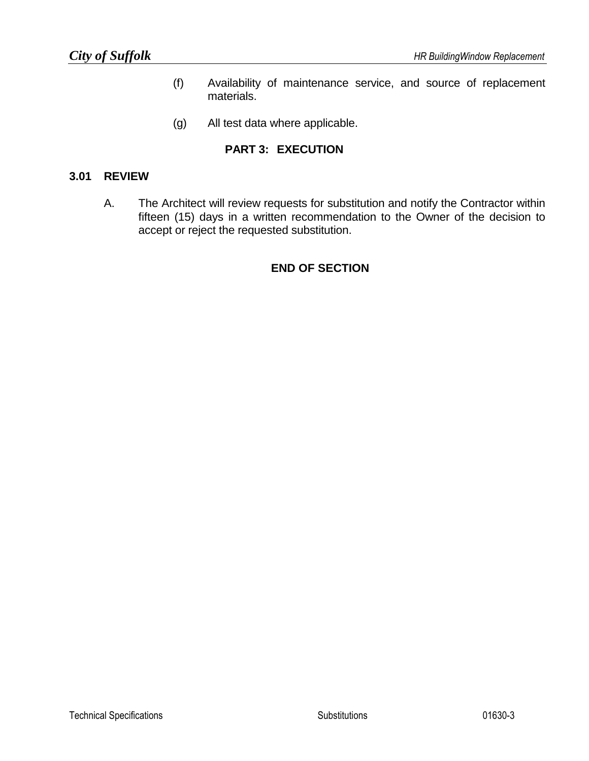(f) Availability of maintenance service, and source of replacement materials.

(g) All test data where applicable.

## PART 3: EXECUTION

### 3.01 REVIEW

A. The Architect will review requests for substitution and notify the Contractor within fifteen (15) days in a written recommendation to the Owner of the decision to accept or reject the requested substitution.

**END OF SECTION**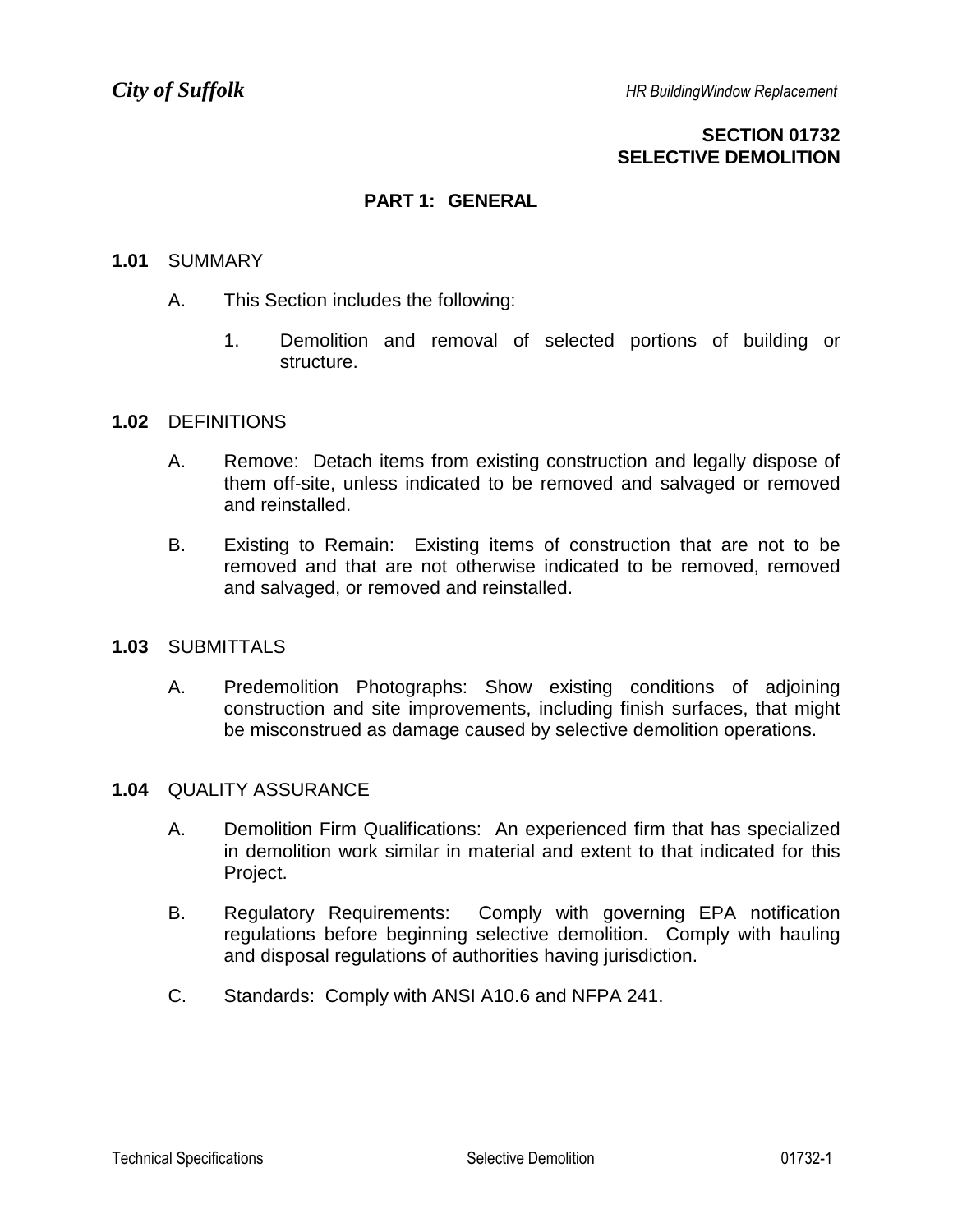# SECTION 01732
# SELECTIVE DEMOLITION

## PART 1: GENERAL

**1.01** SUMMARY

A. This Section includes the following:

1. Demolition and removal of selected portions of building or structure.

**1.02** DEFINITIONS

A. Remove: Detach items from existing construction and legally dispose of them off-site, unless indicated to be removed and salvaged or removed and reinstalled.

B. Existing to Remain: Existing items of construction that are not to be removed and that are not otherwise indicated to be removed, removed and salvaged, or removed and reinstalled.

**1.03** SUBMITTALS

A. Predemolition Photographs: Show existing conditions of adjoining construction and site improvements, including finish surfaces, that might be misconstrued as damage caused by selective demolition operations.

**1.04** QUALITY ASSURANCE

A. Demolition Firm Qualifications: An experienced firm that has specialized in demolition work similar in material and extent to that indicated for this Project.

B. Regulatory Requirements: Comply with governing EPA notification regulations before beginning selective demolition. Comply with hauling and disposal regulations of authorities having jurisdiction.

C. Standards: Comply with ANSI A10.6 and NFPA 241.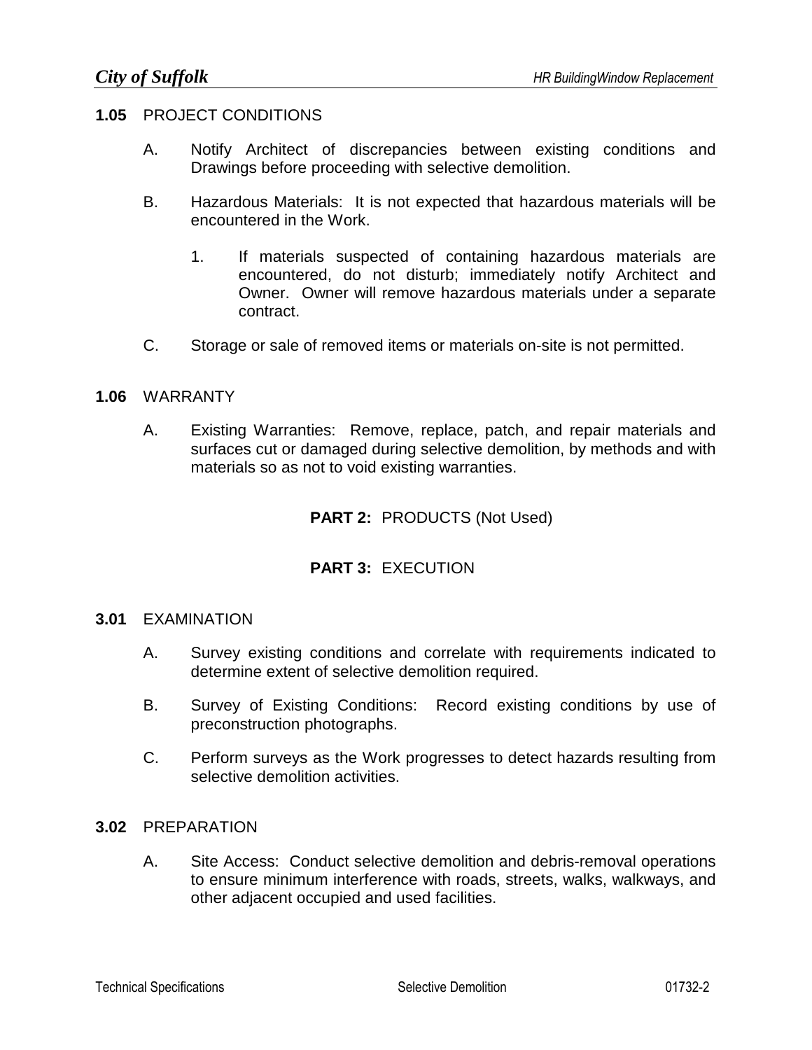**1.05** PROJECT CONDITIONS

A. Notify Architect of discrepancies between existing conditions and Drawings before proceeding with selective demolition.

B. Hazardous Materials: It is not expected that hazardous materials will be encountered in the Work.

1. If materials suspected of containing hazardous materials are encountered, do not disturb; immediately notify Architect and Owner. Owner will remove hazardous materials under a separate contract.

C. Storage or sale of removed items or materials on-site is not permitted.

**1.06** WARRANTY

A. Existing Warranties: Remove, replace, patch, and repair materials and surfaces cut or damaged during selective demolition, by methods and with materials so as not to void existing warranties.

## PART 2: PRODUCTS (Not Used)

## PART 3: EXECUTION

**3.01** EXAMINATION

A. Survey existing conditions and correlate with requirements indicated to determine extent of selective demolition required.

B. Survey of Existing Conditions: Record existing conditions by use of preconstruction photographs.

C. Perform surveys as the Work progresses to detect hazards resulting from selective demolition activities.

**3.02** PREPARATION

A. Site Access: Conduct selective demolition and debris-removal operations to ensure minimum interference with roads, streets, walks, walkways, and other adjacent occupied and used facilities.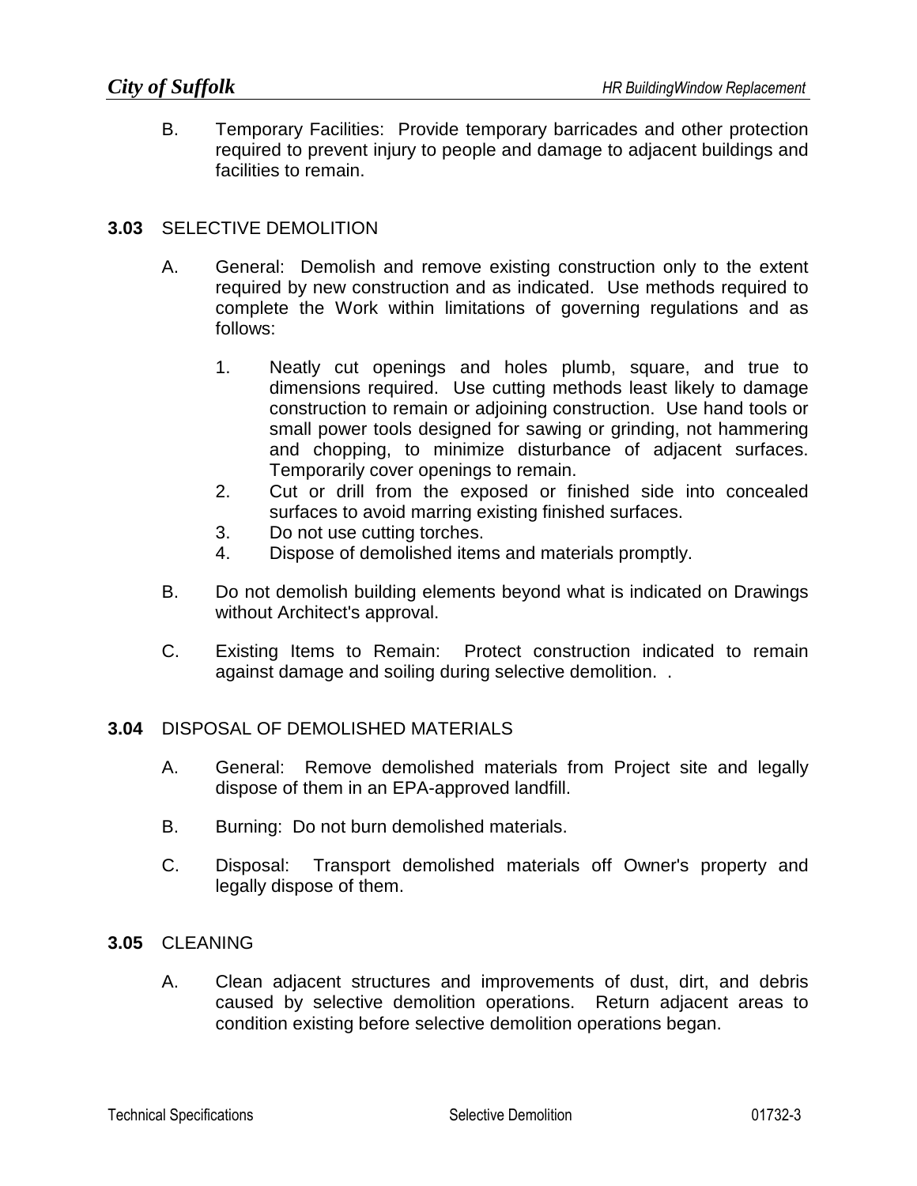B. Temporary Facilities: Provide temporary barricades and other protection required to prevent injury to people and damage to adjacent buildings and facilities to remain.

## 3.03 SELECTIVE DEMOLITION

A. General: Demolish and remove existing construction only to the extent required by new construction and as indicated. Use methods required to complete the Work within limitations of governing regulations and as follows:

1. Neatly cut openings and holes plumb, square, and true to dimensions required. Use cutting methods least likely to damage construction to remain or adjoining construction. Use hand tools or small power tools designed for sawing or grinding, not hammering and chopping, to minimize disturbance of adjacent surfaces. Temporarily cover openings to remain.
2. Cut or drill from the exposed or finished side into concealed surfaces to avoid marring existing finished surfaces.
3. Do not use cutting torches.
4. Dispose of demolished items and materials promptly.

B. Do not demolish building elements beyond what is indicated on Drawings without Architect's approval.

C. Existing Items to Remain: Protect construction indicated to remain against damage and soiling during selective demolition. .

## 3.04 DISPOSAL OF DEMOLISHED MATERIALS

A. General: Remove demolished materials from Project site and legally dispose of them in an EPA-approved landfill.

B. Burning: Do not burn demolished materials.

C. Disposal: Transport demolished materials off Owner's property and legally dispose of them.

## 3.05 CLEANING

A. Clean adjacent structures and improvements of dust, dirt, and debris caused by selective demolition operations. Return adjacent areas to condition existing before selective demolition operations began.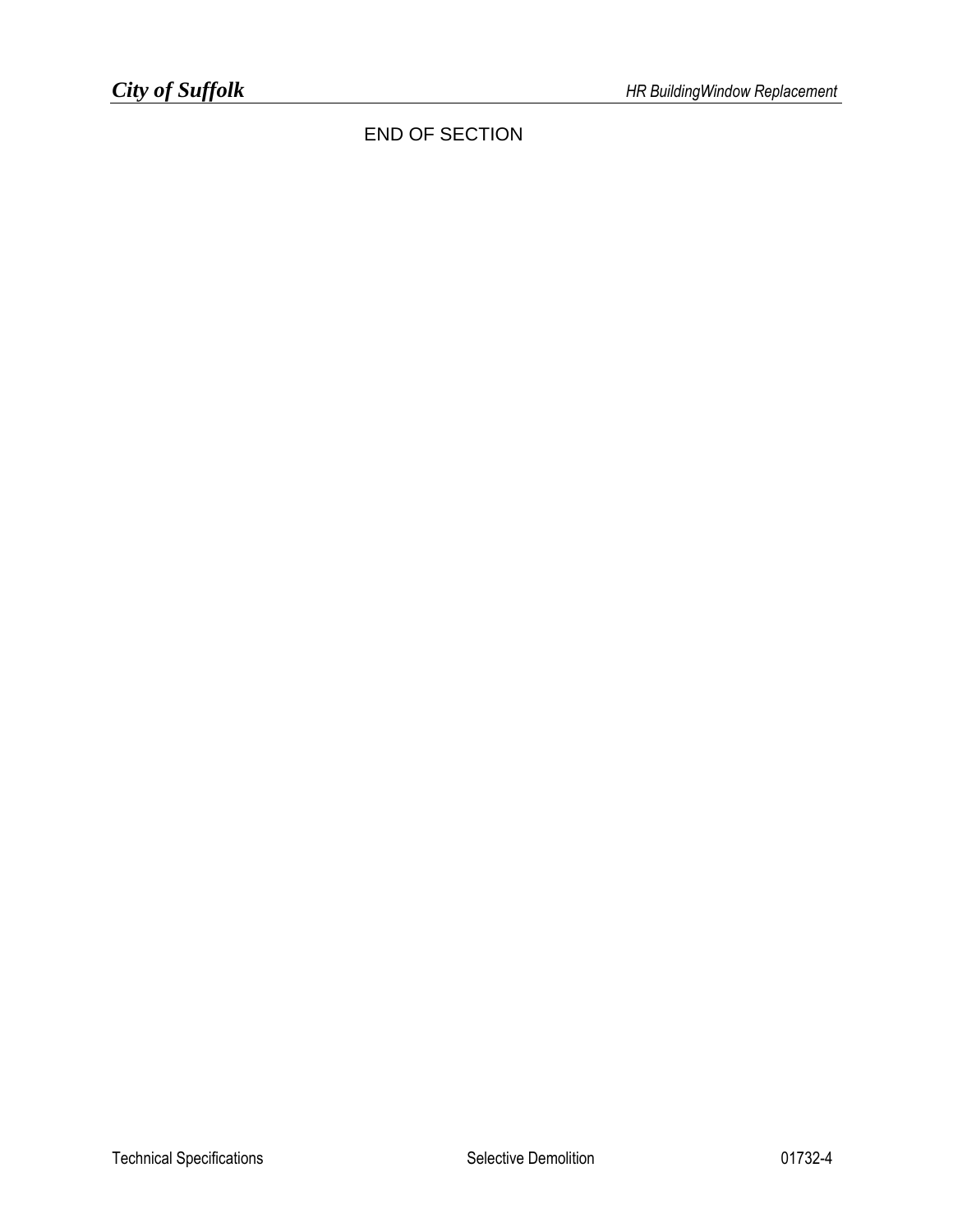END OF SECTION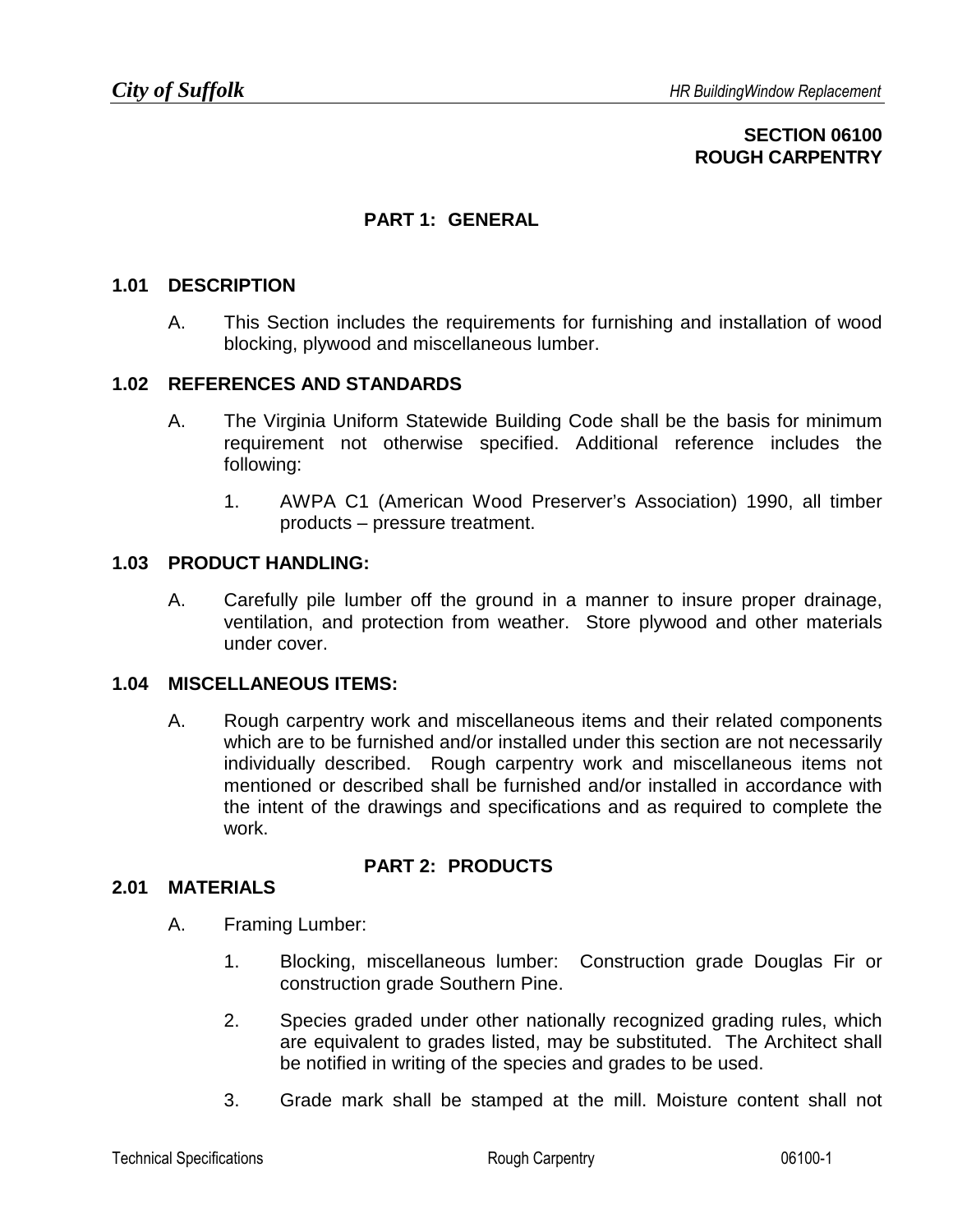## SECTION 06100
## ROUGH CARPENTRY

### PART 1: GENERAL

**1.01 DESCRIPTION**

A. This Section includes the requirements for furnishing and installation of wood blocking, plywood and miscellaneous lumber.

**1.02 REFERENCES AND STANDARDS**

A. The Virginia Uniform Statewide Building Code shall be the basis for minimum requirement not otherwise specified. Additional reference includes the following:

1. AWPA C1 (American Wood Preserver's Association) 1990, all timber products – pressure treatment.

**1.03 PRODUCT HANDLING:**

A. Carefully pile lumber off the ground in a manner to insure proper drainage, ventilation, and protection from weather. Store plywood and other materials under cover.

**1.04 MISCELLANEOUS ITEMS:**

A. Rough carpentry work and miscellaneous items and their related components which are to be furnished and/or installed under this section are not necessarily individually described. Rough carpentry work and miscellaneous items not mentioned or described shall be furnished and/or installed in accordance with the intent of the drawings and specifications and as required to complete the work.

### PART 2: PRODUCTS

**2.01 MATERIALS**

A. Framing Lumber:

1. Blocking, miscellaneous lumber: Construction grade Douglas Fir or construction grade Southern Pine.

2. Species graded under other nationally recognized grading rules, which are equivalent to grades listed, may be substituted. The Architect shall be notified in writing of the species and grades to be used.

3. Grade mark shall be stamped at the mill. Moisture content shall not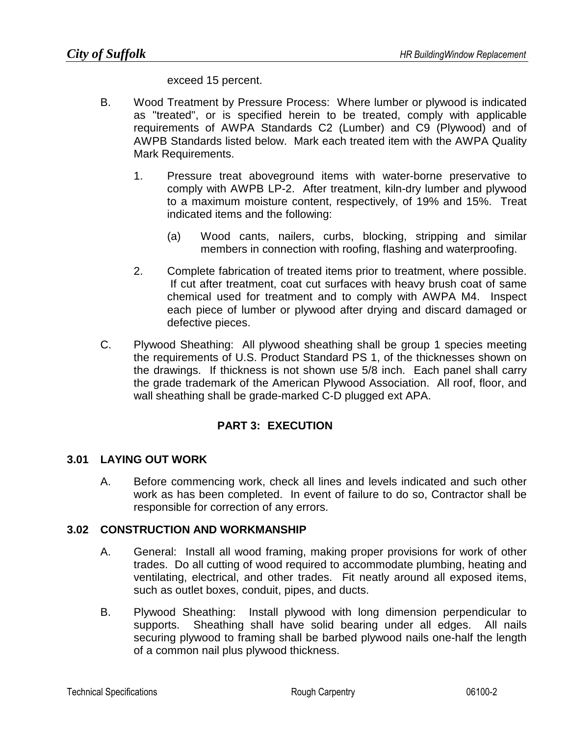exceed 15 percent.

B. Wood Treatment by Pressure Process: Where lumber or plywood is indicated as "treated", or is specified herein to be treated, comply with applicable requirements of AWPA Standards C2 (Lumber) and C9 (Plywood) and of AWPB Standards listed below. Mark each treated item with the AWPA Quality Mark Requirements.

   1. Pressure treat aboveground items with water-borne preservative to comply with AWPB LP-2. After treatment, kiln-dry lumber and plywood to a maximum moisture content, respectively, of 19% and 15%. Treat indicated items and the following:

      (a) Wood cants, nailers, curbs, blocking, stripping and similar members in connection with roofing, flashing and waterproofing.

   2. Complete fabrication of treated items prior to treatment, where possible. If cut after treatment, coat cut surfaces with heavy brush coat of same chemical used for treatment and to comply with AWPA M4. Inspect each piece of lumber or plywood after drying and discard damaged or defective pieces.

C. Plywood Sheathing: All plywood sheathing shall be group 1 species meeting the requirements of U.S. Product Standard PS 1, of the thicknesses shown on the drawings. If thickness is not shown use 5/8 inch. Each panel shall carry the grade trademark of the American Plywood Association. All roof, floor, and wall sheathing shall be grade-marked C-D plugged ext APA.

## PART 3: EXECUTION

### 3.01 LAYING OUT WORK

A. Before commencing work, check all lines and levels indicated and such other work as has been completed. In event of failure to do so, Contractor shall be responsible for correction of any errors.

### 3.02 CONSTRUCTION AND WORKMANSHIP

A. General: Install all wood framing, making proper provisions for work of other trades. Do all cutting of wood required to accommodate plumbing, heating and ventilating, electrical, and other trades. Fit neatly around all exposed items, such as outlet boxes, conduit, pipes, and ducts.

B. Plywood Sheathing: Install plywood with long dimension perpendicular to supports. Sheathing shall have solid bearing under all edges. All nails securing plywood to framing shall be barbed plywood nails one-half the length of a common nail plus plywood thickness.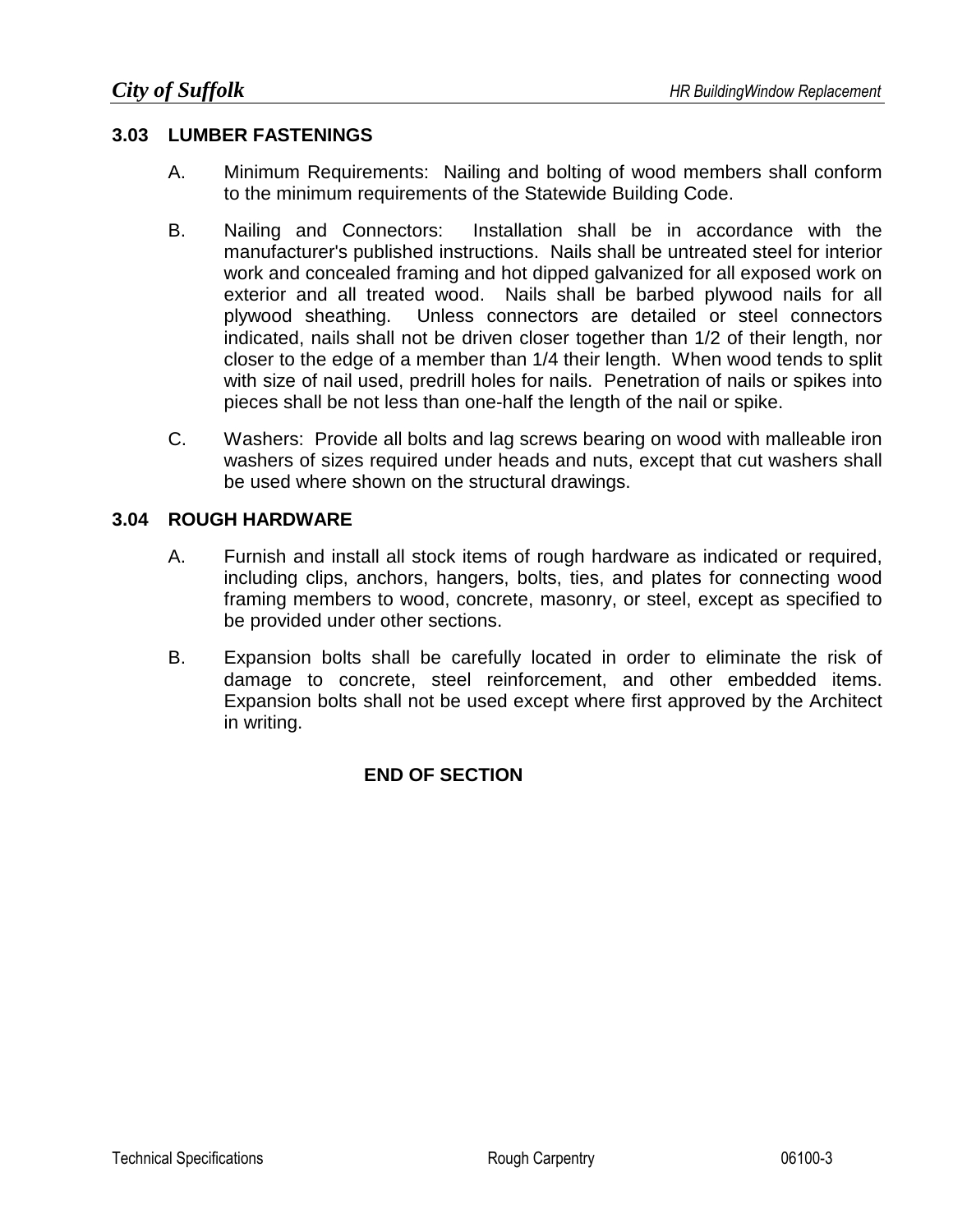### 3.03 LUMBER FASTENINGS

A. Minimum Requirements: Nailing and bolting of wood members shall conform to the minimum requirements of the Statewide Building Code.

B. Nailing and Connectors: Installation shall be in accordance with the manufacturer's published instructions. Nails shall be untreated steel for interior work and concealed framing and hot dipped galvanized for all exposed work on exterior and all treated wood. Nails shall be barbed plywood nails for all plywood sheathing. Unless connectors are detailed or steel connectors indicated, nails shall not be driven closer together than 1/2 of their length, nor closer to the edge of a member than 1/4 their length. When wood tends to split with size of nail used, predrill holes for nails. Penetration of nails or spikes into pieces shall be not less than one-half the length of the nail or spike.

C. Washers: Provide all bolts and lag screws bearing on wood with malleable iron washers of sizes required under heads and nuts, except that cut washers shall be used where shown on the structural drawings.

### 3.04 ROUGH HARDWARE

A. Furnish and install all stock items of rough hardware as indicated or required, including clips, anchors, hangers, bolts, ties, and plates for connecting wood framing members to wood, concrete, masonry, or steel, except as specified to be provided under other sections.

B. Expansion bolts shall be carefully located in order to eliminate the risk of damage to concrete, steel reinforcement, and other embedded items. Expansion bolts shall not be used except where first approved by the Architect in writing.

**END OF SECTION**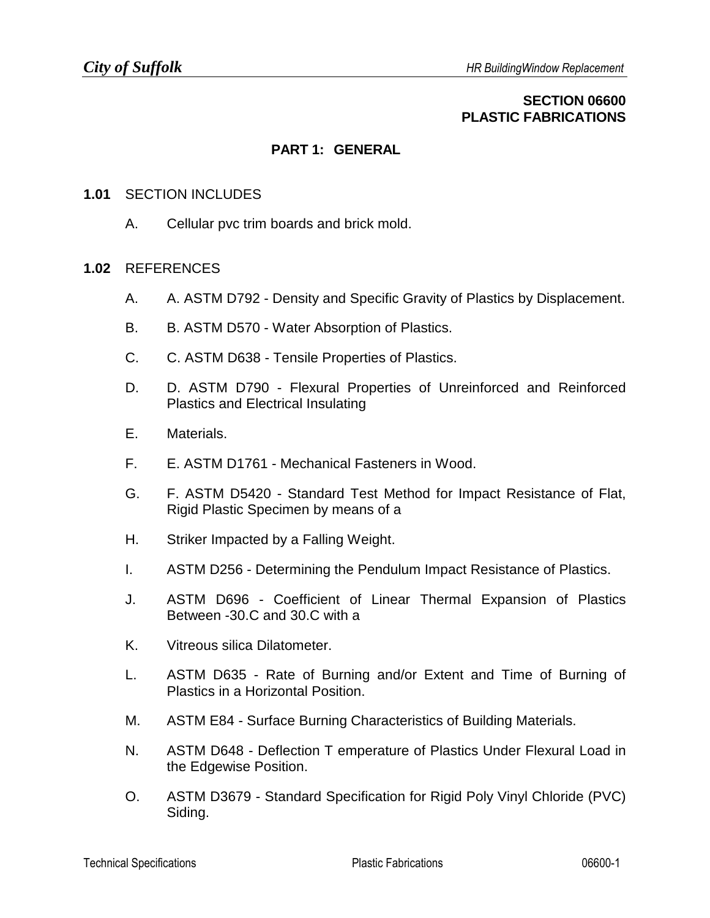# SECTION 06600
# PLASTIC FABRICATIONS

## PART 1: GENERAL

### 1.01 SECTION INCLUDES

A. Cellular pvc trim boards and brick mold.

### 1.02 REFERENCES

A. A. ASTM D792 - Density and Specific Gravity of Plastics by Displacement.

B. B. ASTM D570 - Water Absorption of Plastics.

C. C. ASTM D638 - Tensile Properties of Plastics.

D. D. ASTM D790 - Flexural Properties of Unreinforced and Reinforced Plastics and Electrical Insulating

E. Materials.

F. E. ASTM D1761 - Mechanical Fasteners in Wood.

G. F. ASTM D5420 - Standard Test Method for Impact Resistance of Flat, Rigid Plastic Specimen by means of a

H. Striker Impacted by a Falling Weight.

I. ASTM D256 - Determining the Pendulum Impact Resistance of Plastics.

J. ASTM D696 - Coefficient of Linear Thermal Expansion of Plastics Between -30.C and 30.C with a

K. Vitreous silica Dilatometer.

L. ASTM D635 - Rate of Burning and/or Extent and Time of Burning of Plastics in a Horizontal Position.

M. ASTM E84 - Surface Burning Characteristics of Building Materials.

N. ASTM D648 - Deflection T emperature of Plastics Under Flexural Load in the Edgewise Position.

O. ASTM D3679 - Standard Specification for Rigid Poly Vinyl Chloride (PVC) Siding.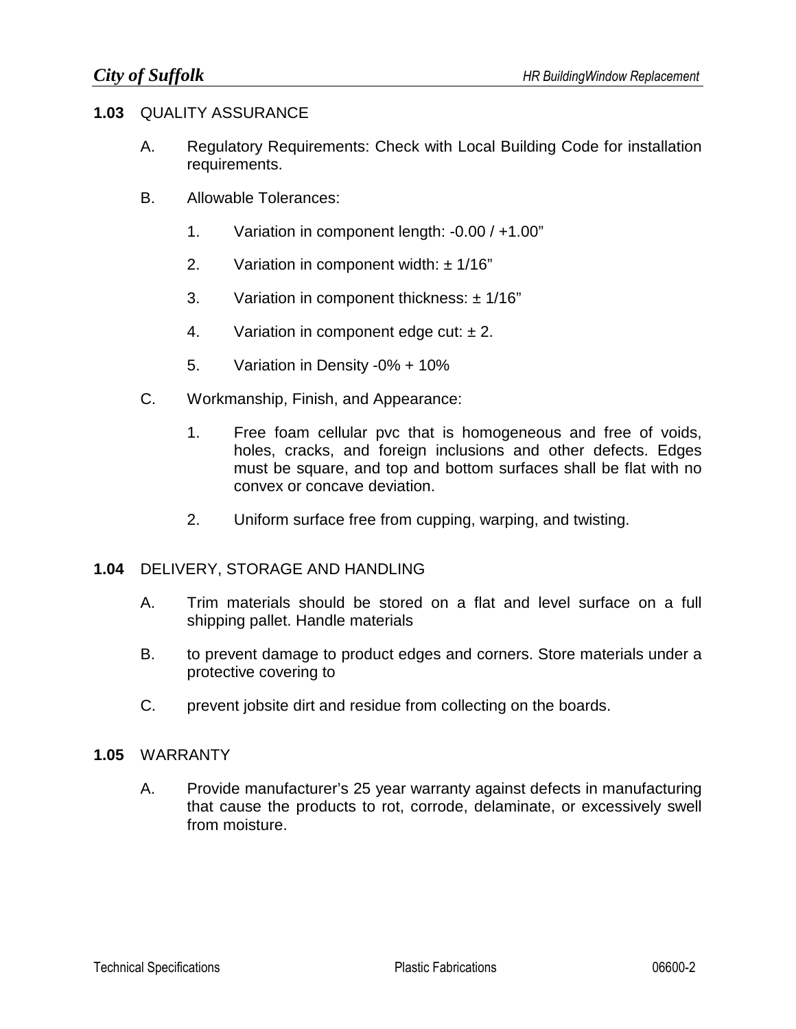**1.03** QUALITY ASSURANCE

A. Regulatory Requirements: Check with Local Building Code for installation requirements.

B. Allowable Tolerances:

1. Variation in component length: -0.00 / +1.00”

2. Variation in component width: ± 1/16”

3. Variation in component thickness: ± 1/16”

4. Variation in component edge cut: ± 2.

5. Variation in Density -0% + 10%

C. Workmanship, Finish, and Appearance:

1. Free foam cellular pvc that is homogeneous and free of voids, holes, cracks, and foreign inclusions and other defects. Edges must be square, and top and bottom surfaces shall be flat with no convex or concave deviation.

2. Uniform surface free from cupping, warping, and twisting.

**1.04** DELIVERY, STORAGE AND HANDLING

A. Trim materials should be stored on a flat and level surface on a full shipping pallet. Handle materials

B. to prevent damage to product edges and corners. Store materials under a protective covering to

C. prevent jobsite dirt and residue from collecting on the boards.

**1.05** WARRANTY

A. Provide manufacturer’s 25 year warranty against defects in manufacturing that cause the products to rot, corrode, delaminate, or excessively swell from moisture.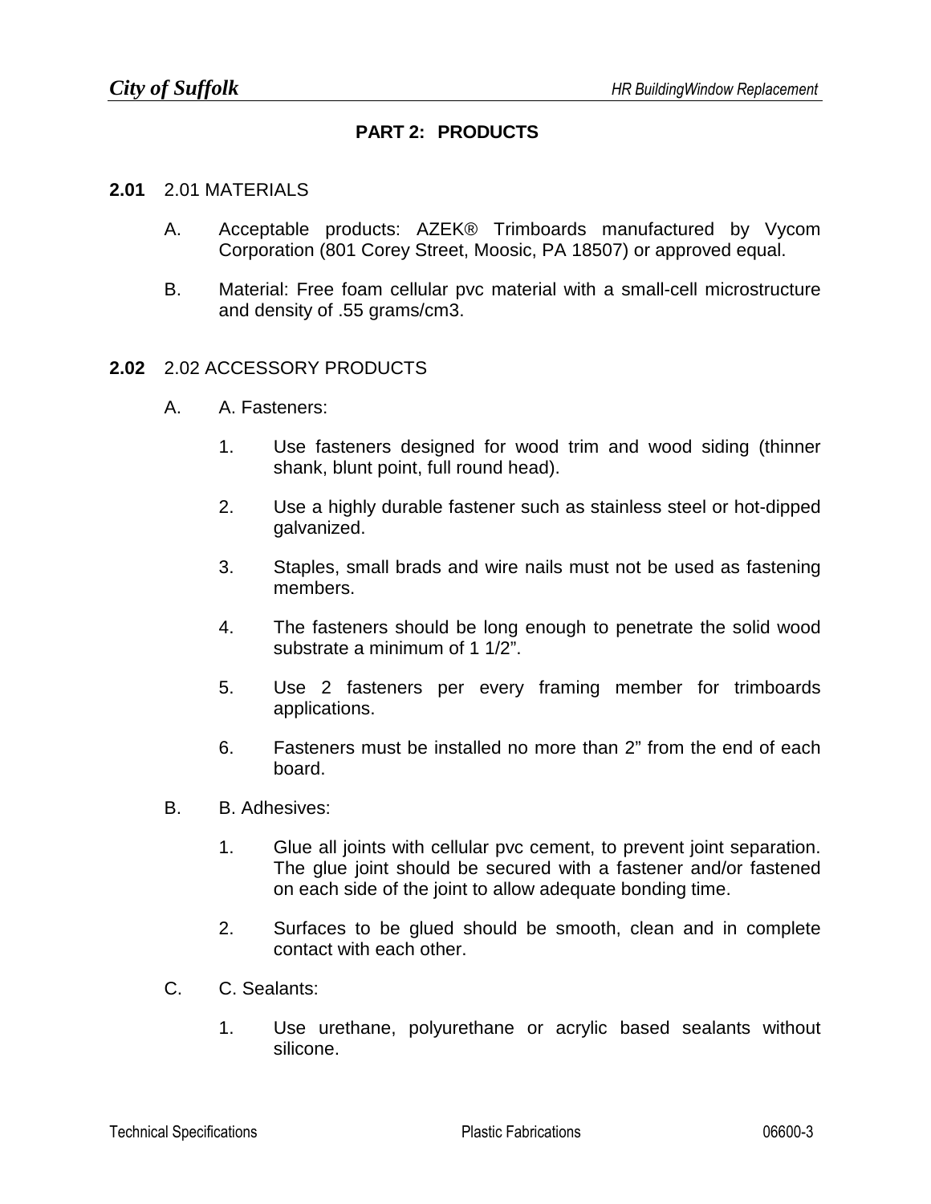# PART 2: PRODUCTS

## 2.01 2.01 MATERIALS

A. Acceptable products: AZEK® Trimboards manufactured by Vycom Corporation (801 Corey Street, Moosic, PA 18507) or approved equal.

B. Material: Free foam cellular pvc material with a small-cell microstructure and density of .55 grams/cm3.

## 2.02 2.02 ACCESSORY PRODUCTS

A. A. Fasteners:

1. Use fasteners designed for wood trim and wood siding (thinner shank, blunt point, full round head).
2. Use a highly durable fastener such as stainless steel or hot-dipped galvanized.
3. Staples, small brads and wire nails must not be used as fastening members.
4. The fasteners should be long enough to penetrate the solid wood substrate a minimum of 1 1/2”.
5. Use 2 fasteners per every framing member for trimboards applications.
6. Fasteners must be installed no more than 2” from the end of each board.

B. B. Adhesives:

1. Glue all joints with cellular pvc cement, to prevent joint separation. The glue joint should be secured with a fastener and/or fastened on each side of the joint to allow adequate bonding time.
2. Surfaces to be glued should be smooth, clean and in complete contact with each other.

C. C. Sealants:

1. Use urethane, polyurethane or acrylic based sealants without silicone.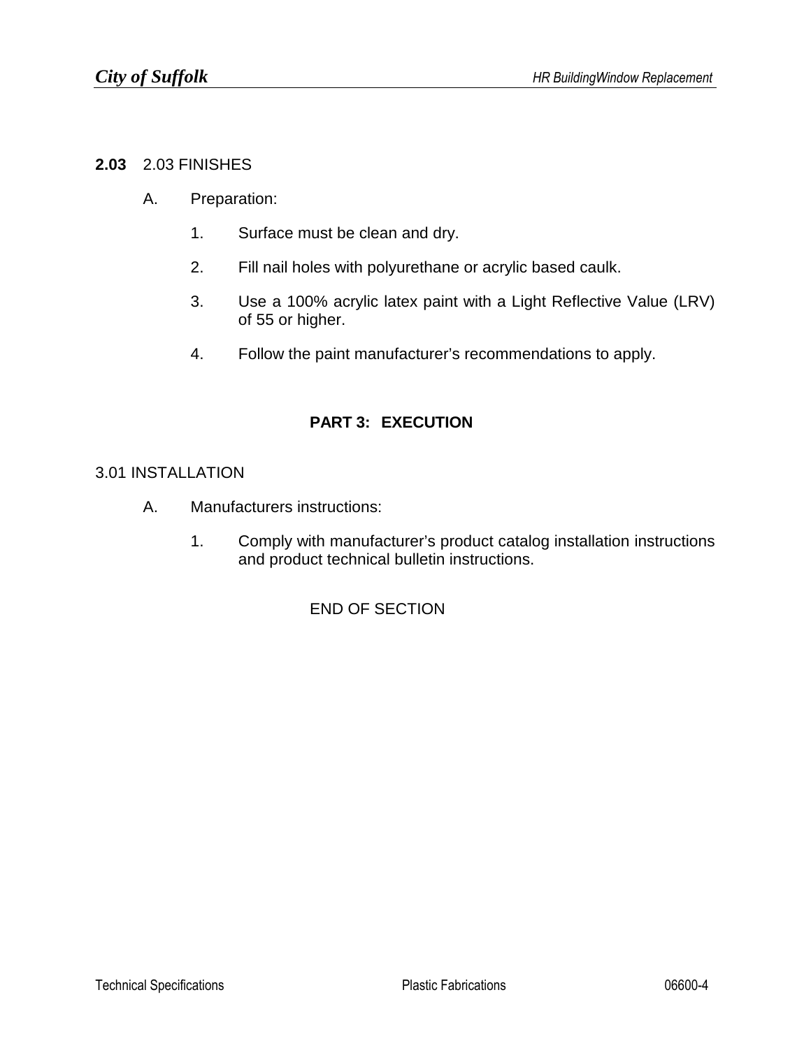**2.03** 2.03 FINISHES

A. Preparation:

1. Surface must be clean and dry.

2. Fill nail holes with polyurethane or acrylic based caulk.

3. Use a 100% acrylic latex paint with a Light Reflective Value (LRV) of 55 or higher.

4. Follow the paint manufacturer's recommendations to apply.

## PART 3: EXECUTION

3.01 INSTALLATION

A. Manufacturers instructions:

1. Comply with manufacturer's product catalog installation instructions and product technical bulletin instructions.

END OF SECTION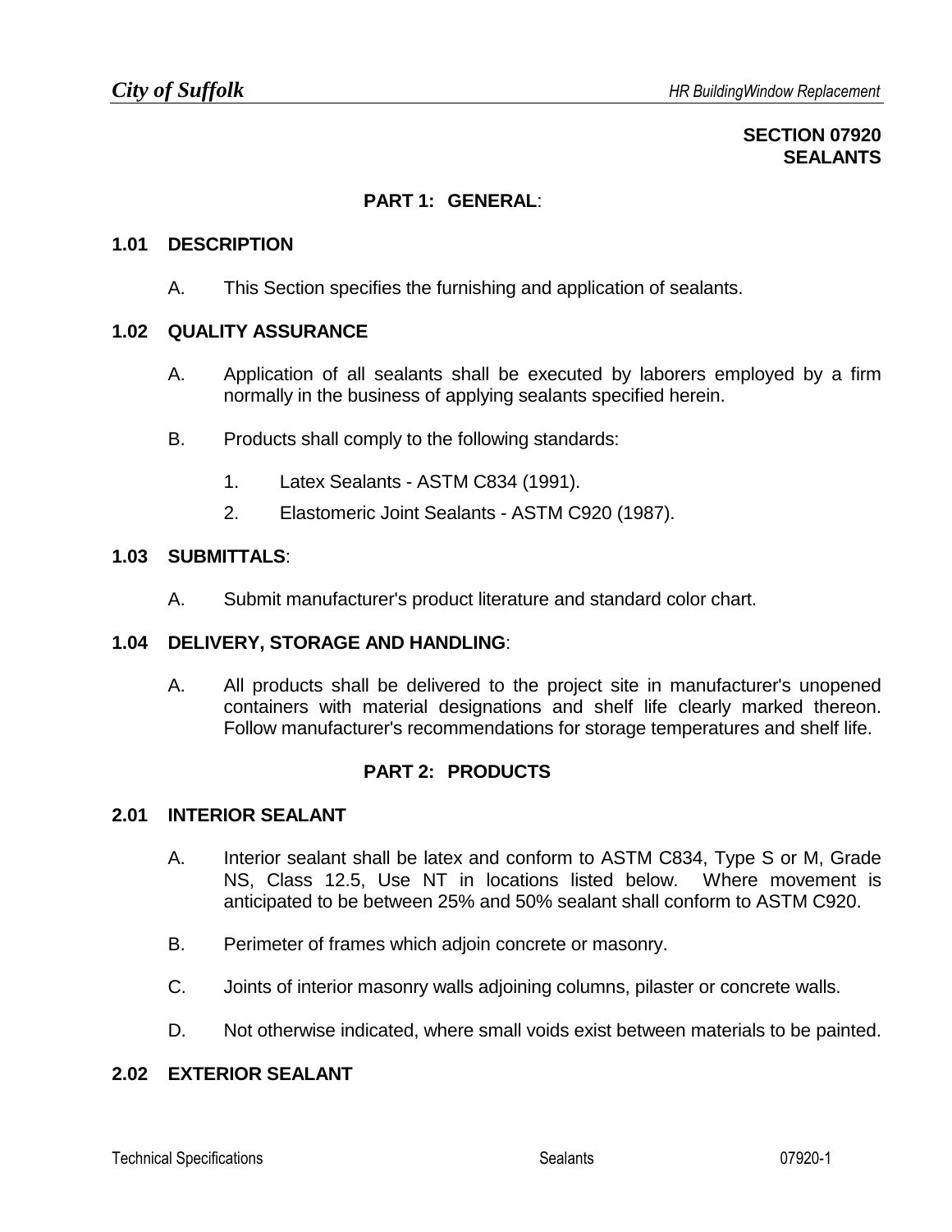# SECTION 07920
# SEALANTS

## PART 1: GENERAL:

### 1.01 DESCRIPTION

A. This Section specifies the furnishing and application of sealants.

### 1.02 QUALITY ASSURANCE

A. Application of all sealants shall be executed by laborers employed by a firm normally in the business of applying sealants specified herein.

B. Products shall comply to the following standards:

1. Latex Sealants - ASTM C834 (1991).
2. Elastomeric Joint Sealants - ASTM C920 (1987).

### 1.03 SUBMITTALS:

A. Submit manufacturer's product literature and standard color chart.

### 1.04 DELIVERY, STORAGE AND HANDLING:

A. All products shall be delivered to the project site in manufacturer's unopened containers with material designations and shelf life clearly marked thereon. Follow manufacturer's recommendations for storage temperatures and shelf life.

## PART 2: PRODUCTS

### 2.01 INTERIOR SEALANT

A. Interior sealant shall be latex and conform to ASTM C834, Type S or M, Grade NS, Class 12.5, Use NT in locations listed below. Where movement is anticipated to be between 25% and 50% sealant shall conform to ASTM C920.

B. Perimeter of frames which adjoin concrete or masonry.

C. Joints of interior masonry walls adjoining columns, pilaster or concrete walls.

D. Not otherwise indicated, where small voids exist between materials to be painted.

### 2.02 EXTERIOR SEALANT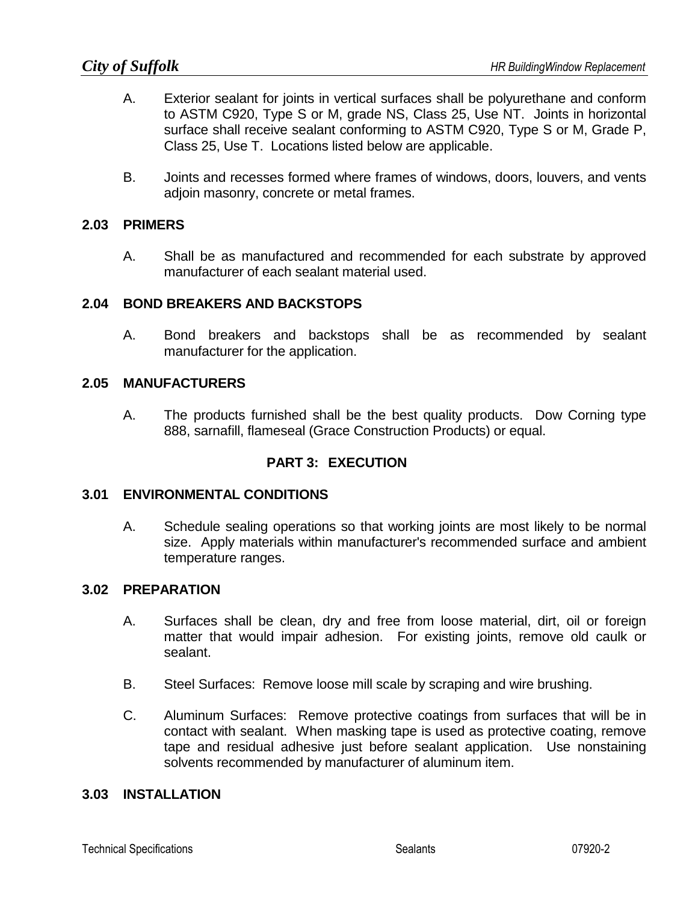A. Exterior sealant for joints in vertical surfaces shall be polyurethane and conform to ASTM C920, Type S or M, grade NS, Class 25, Use NT. Joints in horizontal surface shall receive sealant conforming to ASTM C920, Type S or M, Grade P, Class 25, Use T. Locations listed below are applicable.

B. Joints and recesses formed where frames of windows, doors, louvers, and vents adjoin masonry, concrete or metal frames.

### 2.03 PRIMERS

A. Shall be as manufactured and recommended for each substrate by approved manufacturer of each sealant material used.

### 2.04 BOND BREAKERS AND BACKSTOPS

A. Bond breakers and backstops shall be as recommended by sealant manufacturer for the application.

### 2.05 MANUFACTURERS

A. The products furnished shall be the best quality products. Dow Corning type 888, sarnafill, flameseal (Grace Construction Products) or equal.

## PART 3: EXECUTION

### 3.01 ENVIRONMENTAL CONDITIONS

A. Schedule sealing operations so that working joints are most likely to be normal size. Apply materials within manufacturer's recommended surface and ambient temperature ranges.

### 3.02 PREPARATION

A. Surfaces shall be clean, dry and free from loose material, dirt, oil or foreign matter that would impair adhesion. For existing joints, remove old caulk or sealant.

B. Steel Surfaces: Remove loose mill scale by scraping and wire brushing.

C. Aluminum Surfaces: Remove protective coatings from surfaces that will be in contact with sealant. When masking tape is used as protective coating, remove tape and residual adhesive just before sealant application. Use nonstaining solvents recommended by manufacturer of aluminum item.

### 3.03 INSTALLATION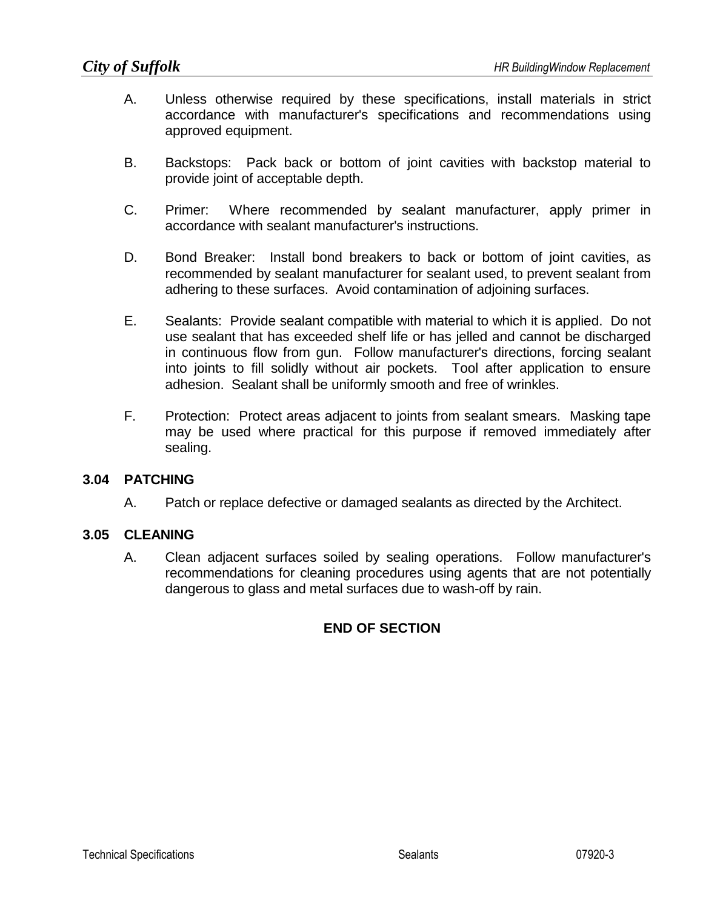A. Unless otherwise required by these specifications, install materials in strict accordance with manufacturer's specifications and recommendations using approved equipment.

B. Backstops: Pack back or bottom of joint cavities with backstop material to provide joint of acceptable depth.

C. Primer: Where recommended by sealant manufacturer, apply primer in accordance with sealant manufacturer's instructions.

D. Bond Breaker: Install bond breakers to back or bottom of joint cavities, as recommended by sealant manufacturer for sealant used, to prevent sealant from adhering to these surfaces. Avoid contamination of adjoining surfaces.

E. Sealants: Provide sealant compatible with material to which it is applied. Do not use sealant that has exceeded shelf life or has jelled and cannot be discharged in continuous flow from gun. Follow manufacturer's directions, forcing sealant into joints to fill solidly without air pockets. Tool after application to ensure adhesion. Sealant shall be uniformly smooth and free of wrinkles.

F. Protection: Protect areas adjacent to joints from sealant smears. Masking tape may be used where practical for this purpose if removed immediately after sealing.

## 3.04 PATCHING

A. Patch or replace defective or damaged sealants as directed by the Architect.

## 3.05 CLEANING

A. Clean adjacent surfaces soiled by sealing operations. Follow manufacturer's recommendations for cleaning procedures using agents that are not potentially dangerous to glass and metal surfaces due to wash-off by rain.

**END OF SECTION**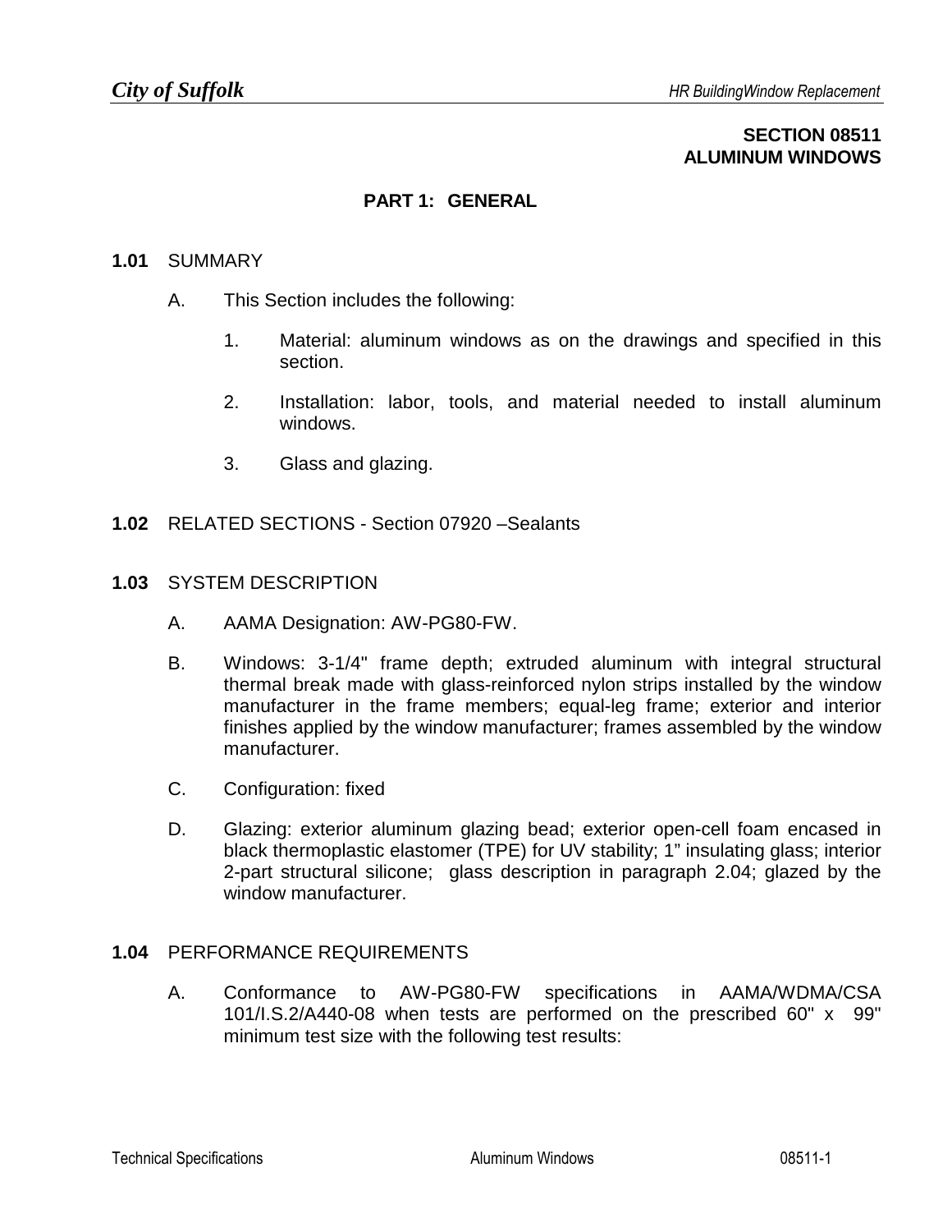## SECTION 08511
## ALUMINUM WINDOWS

### PART 1: GENERAL

**1.01** SUMMARY

A. This Section includes the following:

1. Material: aluminum windows as on the drawings and specified in this section.
2. Installation: labor, tools, and material needed to install aluminum windows.
3. Glass and glazing.

**1.02** RELATED SECTIONS - Section 07920 –Sealants

**1.03** SYSTEM DESCRIPTION

A. AAMA Designation: AW-PG80-FW.

B. Windows: 3-1/4" frame depth; extruded aluminum with integral structural thermal break made with glass-reinforced nylon strips installed by the window manufacturer in the frame members; equal-leg frame; exterior and interior finishes applied by the window manufacturer; frames assembled by the window manufacturer.

C. Configuration: fixed

D. Glazing: exterior aluminum glazing bead; exterior open-cell foam encased in black thermoplastic elastomer (TPE) for UV stability; 1" insulating glass; interior 2-part structural silicone; glass description in paragraph 2.04; glazed by the window manufacturer.

**1.04** PERFORMANCE REQUIREMENTS

A. Conformance to AW-PG80-FW specifications in AAMA/WDMA/CSA 101/I.S.2/A440-08 when tests are performed on the prescribed 60" x 99" minimum test size with the following test results: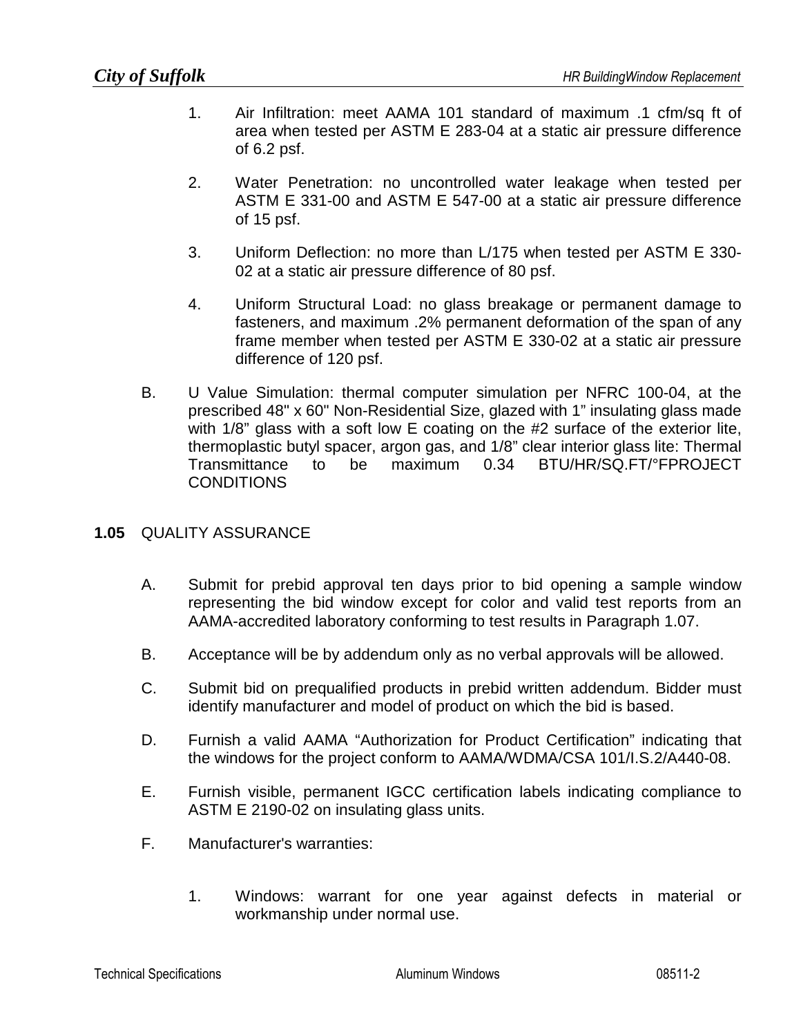1. Air Infiltration: meet AAMA 101 standard of maximum .1 cfm/sq ft of area when tested per ASTM E 283-04 at a static air pressure difference of 6.2 psf.

2. Water Penetration: no uncontrolled water leakage when tested per ASTM E 331-00 and ASTM E 547-00 at a static air pressure difference of 15 psf.

3. Uniform Deflection: no more than L/175 when tested per ASTM E 330-02 at a static air pressure difference of 80 psf.

4. Uniform Structural Load: no glass breakage or permanent damage to fasteners, and maximum .2% permanent deformation of the span of any frame member when tested per ASTM E 330-02 at a static air pressure difference of 120 psf.

B. U Value Simulation: thermal computer simulation per NFRC 100-04, at the prescribed 48" x 60" Non-Residential Size, glazed with 1" insulating glass made with 1/8" glass with a soft low E coating on the #2 surface of the exterior lite, thermoplastic butyl spacer, argon gas, and 1/8" clear interior glass lite: Thermal Transmittance to be maximum 0.34 BTU/HR/SQ.FT/°FPROJECT CONDITIONS

## **1.05** QUALITY ASSURANCE

A. Submit for prebid approval ten days prior to bid opening a sample window representing the bid window except for color and valid test reports from an AAMA-accredited laboratory conforming to test results in Paragraph 1.07.

B. Acceptance will be by addendum only as no verbal approvals will be allowed.

C. Submit bid on prequalified products in prebid written addendum. Bidder must identify manufacturer and model of product on which the bid is based.

D. Furnish a valid AAMA "Authorization for Product Certification" indicating that the windows for the project conform to AAMA/WDMA/CSA 101/I.S.2/A440-08.

E. Furnish visible, permanent IGCC certification labels indicating compliance to ASTM E 2190-02 on insulating glass units.

F. Manufacturer's warranties:

1. Windows: warrant for one year against defects in material or workmanship under normal use.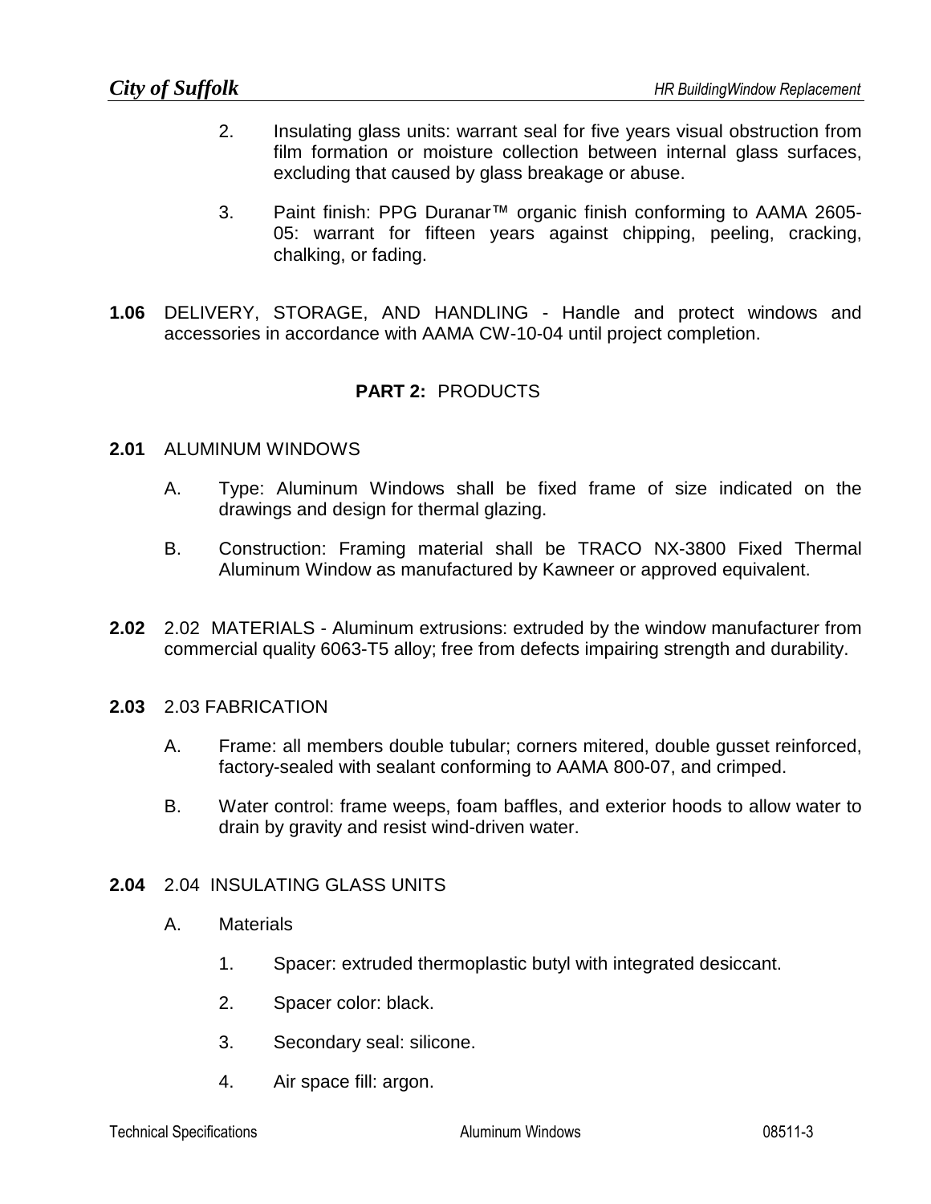2. Insulating glass units: warrant seal for five years visual obstruction from film formation or moisture collection between internal glass surfaces, excluding that caused by glass breakage or abuse.

3. Paint finish: PPG Duranar™ organic finish conforming to AAMA 2605-05: warrant for fifteen years against chipping, peeling, cracking, chalking, or fading.

**1.06** DELIVERY, STORAGE, AND HANDLING - Handle and protect windows and accessories in accordance with AAMA CW-10-04 until project completion.

## **PART 2:** PRODUCTS

**2.01** ALUMINUM WINDOWS

A. Type: Aluminum Windows shall be fixed frame of size indicated on the drawings and design for thermal glazing.

B. Construction: Framing material shall be TRACO NX-3800 Fixed Thermal Aluminum Window as manufactured by Kawneer or approved equivalent.

**2.02** 2.02 MATERIALS - Aluminum extrusions: extruded by the window manufacturer from commercial quality 6063-T5 alloy; free from defects impairing strength and durability.

**2.03** 2.03 FABRICATION

A. Frame: all members double tubular; corners mitered, double gusset reinforced, factory-sealed with sealant conforming to AAMA 800-07, and crimped.

B. Water control: frame weeps, foam baffles, and exterior hoods to allow water to drain by gravity and resist wind-driven water.

**2.04** 2.04 INSULATING GLASS UNITS

A. Materials

1. Spacer: extruded thermoplastic butyl with integrated desiccant.

2. Spacer color: black.

3. Secondary seal: silicone.

4. Air space fill: argon.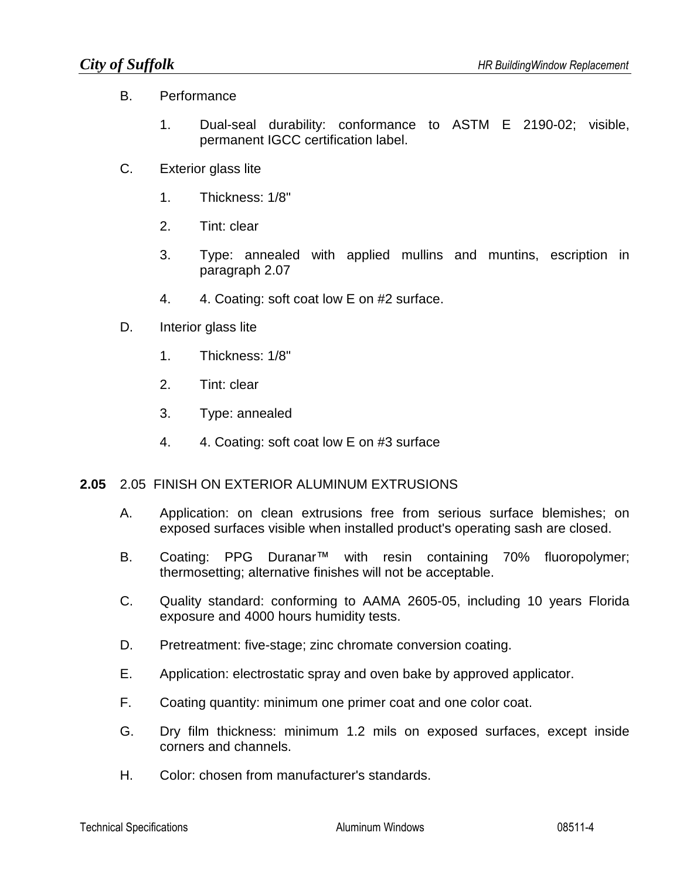B. Performance

1. Dual-seal durability: conformance to ASTM E 2190-02; visible, permanent IGCC certification label.

C. Exterior glass lite

1. Thickness: 1/8"

2. Tint: clear

3. Type: annealed with applied mullins and muntins, escription in paragraph 2.07

4. 4. Coating: soft coat low E on #2 surface.

D. Interior glass lite

1. Thickness: 1/8"

2. Tint: clear

3. Type: annealed

4. 4. Coating: soft coat low E on #3 surface

## 2.05 2.05 FINISH ON EXTERIOR ALUMINUM EXTRUSIONS

A. Application: on clean extrusions free from serious surface blemishes; on exposed surfaces visible when installed product's operating sash are closed.

B. Coating: PPG Duranar™ with resin containing 70% fluoropolymer; thermosetting; alternative finishes will not be acceptable.

C. Quality standard: conforming to AAMA 2605-05, including 10 years Florida exposure and 4000 hours humidity tests.

D. Pretreatment: five-stage; zinc chromate conversion coating.

E. Application: electrostatic spray and oven bake by approved applicator.

F. Coating quantity: minimum one primer coat and one color coat.

G. Dry film thickness: minimum 1.2 mils on exposed surfaces, except inside corners and channels.

H. Color: chosen from manufacturer's standards.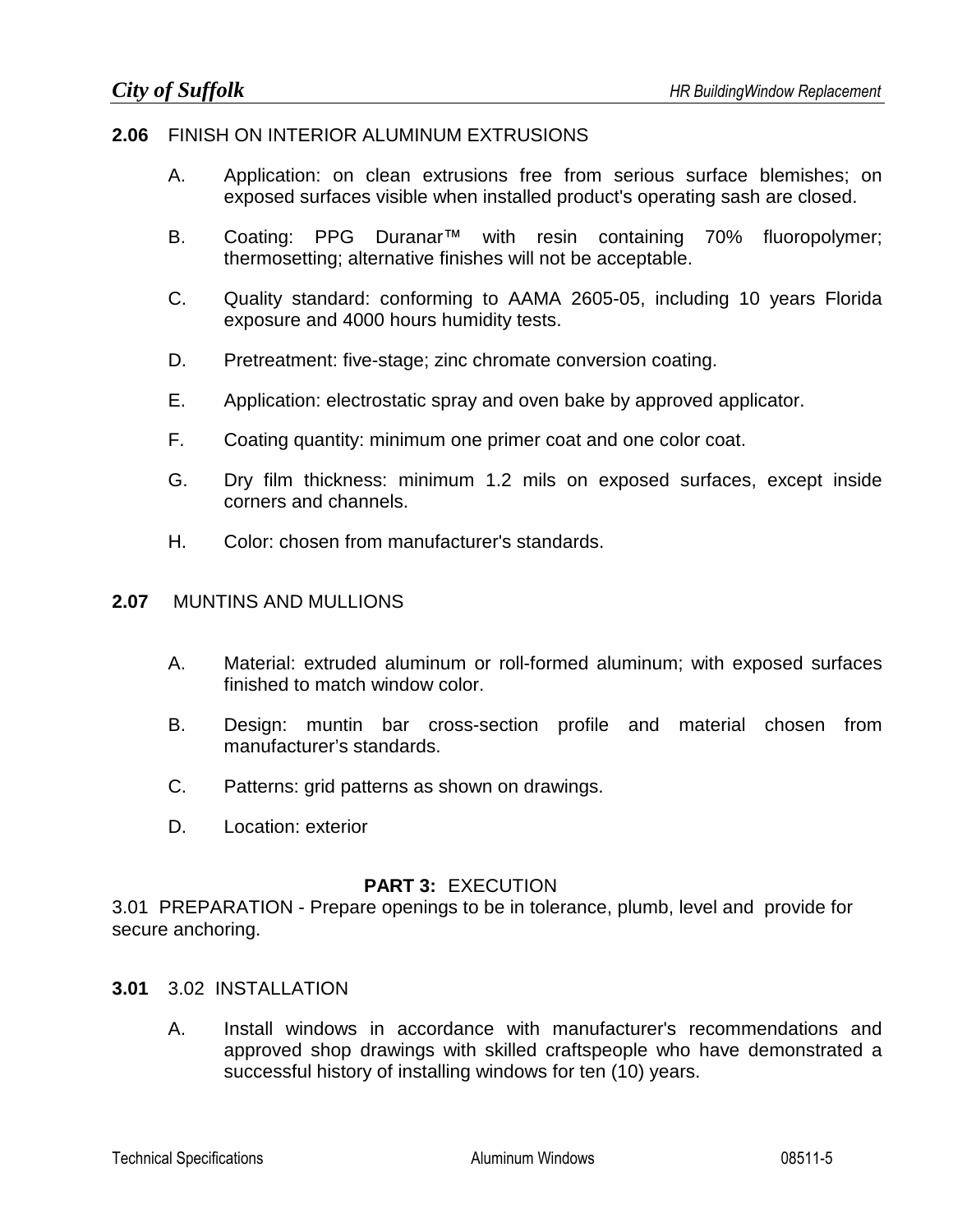## **2.06** FINISH ON INTERIOR ALUMINUM EXTRUSIONS

A. Application: on clean extrusions free from serious surface blemishes; on exposed surfaces visible when installed product's operating sash are closed.

B. Coating: PPG Duranar™ with resin containing 70% fluoropolymer; thermosetting; alternative finishes will not be acceptable.

C. Quality standard: conforming to AAMA 2605-05, including 10 years Florida exposure and 4000 hours humidity tests.

D. Pretreatment: five-stage; zinc chromate conversion coating.

E. Application: electrostatic spray and oven bake by approved applicator.

F. Coating quantity: minimum one primer coat and one color coat.

G. Dry film thickness: minimum 1.2 mils on exposed surfaces, except inside corners and channels.

H. Color: chosen from manufacturer's standards.

## **2.07** MUNTINS AND MULLIONS

A. Material: extruded aluminum or roll-formed aluminum; with exposed surfaces finished to match window color.

B. Design: muntin bar cross-section profile and material chosen from manufacturer's standards.

C. Patterns: grid patterns as shown on drawings.

D. Location: exterior

# **PART 3:** EXECUTION

3.01 PREPARATION - Prepare openings to be in tolerance, plumb, level and provide for secure anchoring.

## **3.01** 3.02 INSTALLATION

A. Install windows in accordance with manufacturer's recommendations and approved shop drawings with skilled craftspeople who have demonstrated a successful history of installing windows for ten (10) years.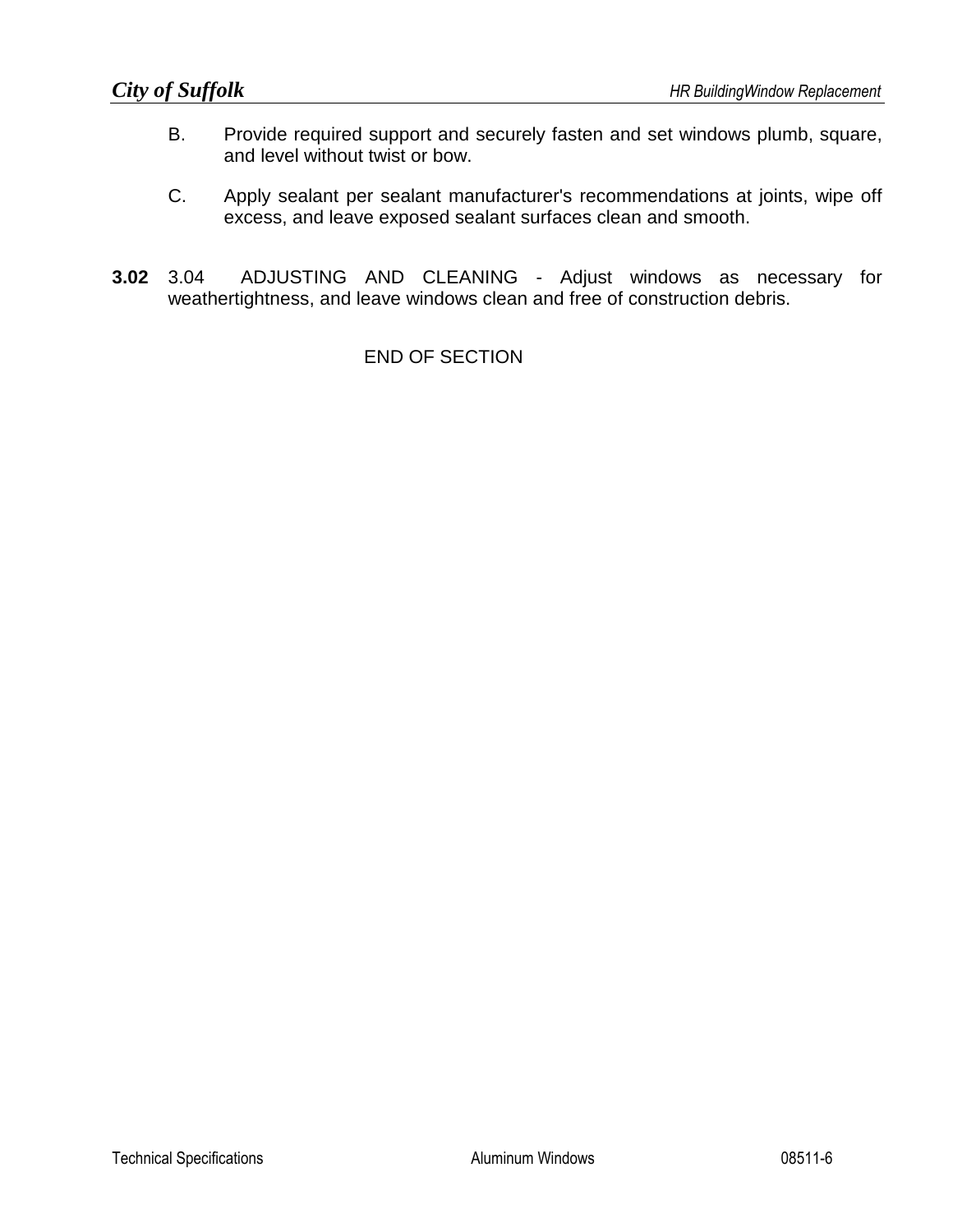B. Provide required support and securely fasten and set windows plumb, square, and level without twist or bow.

C. Apply sealant per sealant manufacturer's recommendations at joints, wipe off excess, and leave exposed sealant surfaces clean and smooth.

**3.02** 3.04 ADJUSTING AND CLEANING - Adjust windows as necessary for weathertightness, and leave windows clean and free of construction debris.

END OF SECTION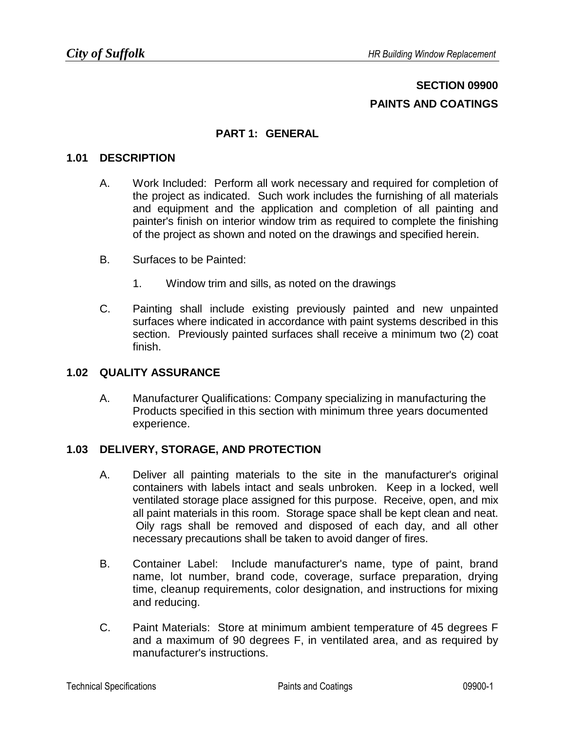# SECTION 09900

# PAINTS AND COATINGS

## PART 1: GENERAL

### 1.01 DESCRIPTION

A. Work Included: Perform all work necessary and required for completion of the project as indicated. Such work includes the furnishing of all materials and equipment and the application and completion of all painting and painter's finish on interior window trim as required to complete the finishing of the project as shown and noted on the drawings and specified herein.

B. Surfaces to be Painted:

1. Window trim and sills, as noted on the drawings

C. Painting shall include existing previously painted and new unpainted surfaces where indicated in accordance with paint systems described in this section. Previously painted surfaces shall receive a minimum two (2) coat finish.

### 1.02 QUALITY ASSURANCE

A. Manufacturer Qualifications: Company specializing in manufacturing the Products specified in this section with minimum three years documented experience.

### 1.03 DELIVERY, STORAGE, AND PROTECTION

A. Deliver all painting materials to the site in the manufacturer's original containers with labels intact and seals unbroken. Keep in a locked, well ventilated storage place assigned for this purpose. Receive, open, and mix all paint materials in this room. Storage space shall be kept clean and neat. Oily rags shall be removed and disposed of each day, and all other necessary precautions shall be taken to avoid danger of fires.

B. Container Label: Include manufacturer's name, type of paint, brand name, lot number, brand code, coverage, surface preparation, drying time, cleanup requirements, color designation, and instructions for mixing and reducing.

C. Paint Materials: Store at minimum ambient temperature of 45 degrees F and a maximum of 90 degrees F, in ventilated area, and as required by manufacturer's instructions.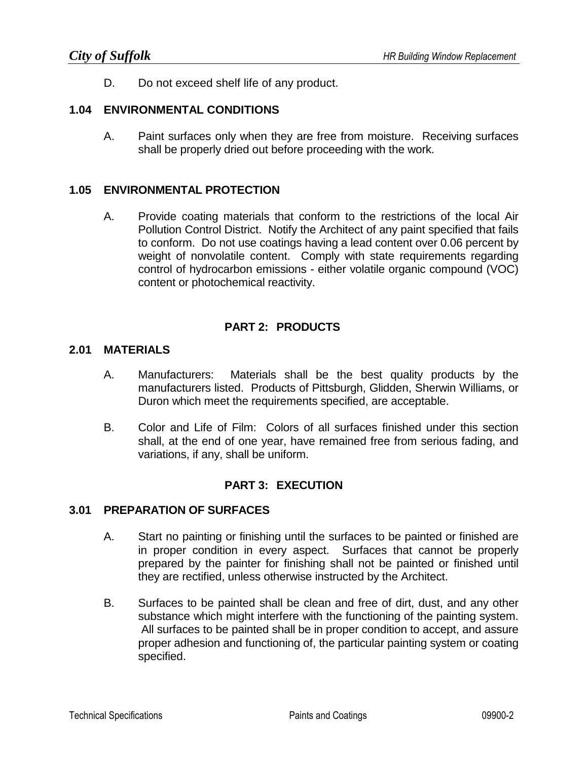D. Do not exceed shelf life of any product.

### 1.04 ENVIRONMENTAL CONDITIONS

A. Paint surfaces only when they are free from moisture. Receiving surfaces shall be properly dried out before proceeding with the work.

### 1.05 ENVIRONMENTAL PROTECTION

A. Provide coating materials that conform to the restrictions of the local Air Pollution Control District. Notify the Architect of any paint specified that fails to conform. Do not use coatings having a lead content over 0.06 percent by weight of nonvolatile content. Comply with state requirements regarding control of hydrocarbon emissions - either volatile organic compound (VOC) content or photochemical reactivity.

## PART 2: PRODUCTS

### 2.01 MATERIALS

A. Manufacturers: Materials shall be the best quality products by the manufacturers listed. Products of Pittsburgh, Glidden, Sherwin Williams, or Duron which meet the requirements specified, are acceptable.

B. Color and Life of Film: Colors of all surfaces finished under this section shall, at the end of one year, have remained free from serious fading, and variations, if any, shall be uniform.

## PART 3: EXECUTION

### 3.01 PREPARATION OF SURFACES

A. Start no painting or finishing until the surfaces to be painted or finished are in proper condition in every aspect. Surfaces that cannot be properly prepared by the painter for finishing shall not be painted or finished until they are rectified, unless otherwise instructed by the Architect.

B. Surfaces to be painted shall be clean and free of dirt, dust, and any other substance which might interfere with the functioning of the painting system. All surfaces to be painted shall be in proper condition to accept, and assure proper adhesion and functioning of, the particular painting system or coating specified.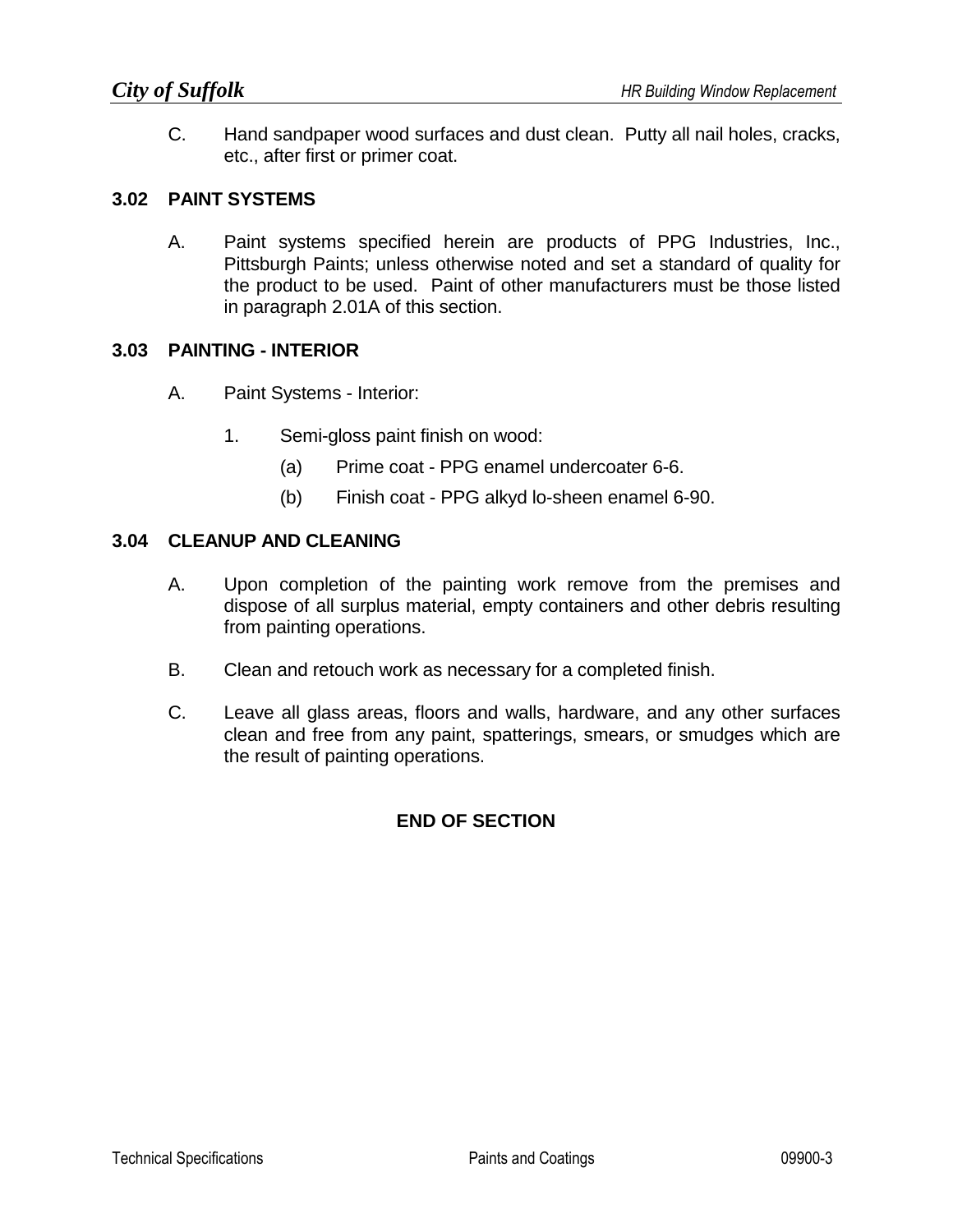C. Hand sandpaper wood surfaces and dust clean. Putty all nail holes, cracks, etc., after first or primer coat.

## 3.02 PAINT SYSTEMS

A. Paint systems specified herein are products of PPG Industries, Inc., Pittsburgh Paints; unless otherwise noted and set a standard of quality for the product to be used. Paint of other manufacturers must be those listed in paragraph 2.01A of this section.

## 3.03 PAINTING - INTERIOR

A. Paint Systems - Interior:

1. Semi-gloss paint finish on wood:
   - (a) Prime coat - PPG enamel undercoater 6-6.
   - (b) Finish coat - PPG alkyd lo-sheen enamel 6-90.

## 3.04 CLEANUP AND CLEANING

A. Upon completion of the painting work remove from the premises and dispose of all surplus material, empty containers and other debris resulting from painting operations.

B. Clean and retouch work as necessary for a completed finish.

C. Leave all glass areas, floors and walls, hardware, and any other surfaces clean and free from any paint, spatterings, smears, or smudges which are the result of painting operations.

**END OF SECTION**